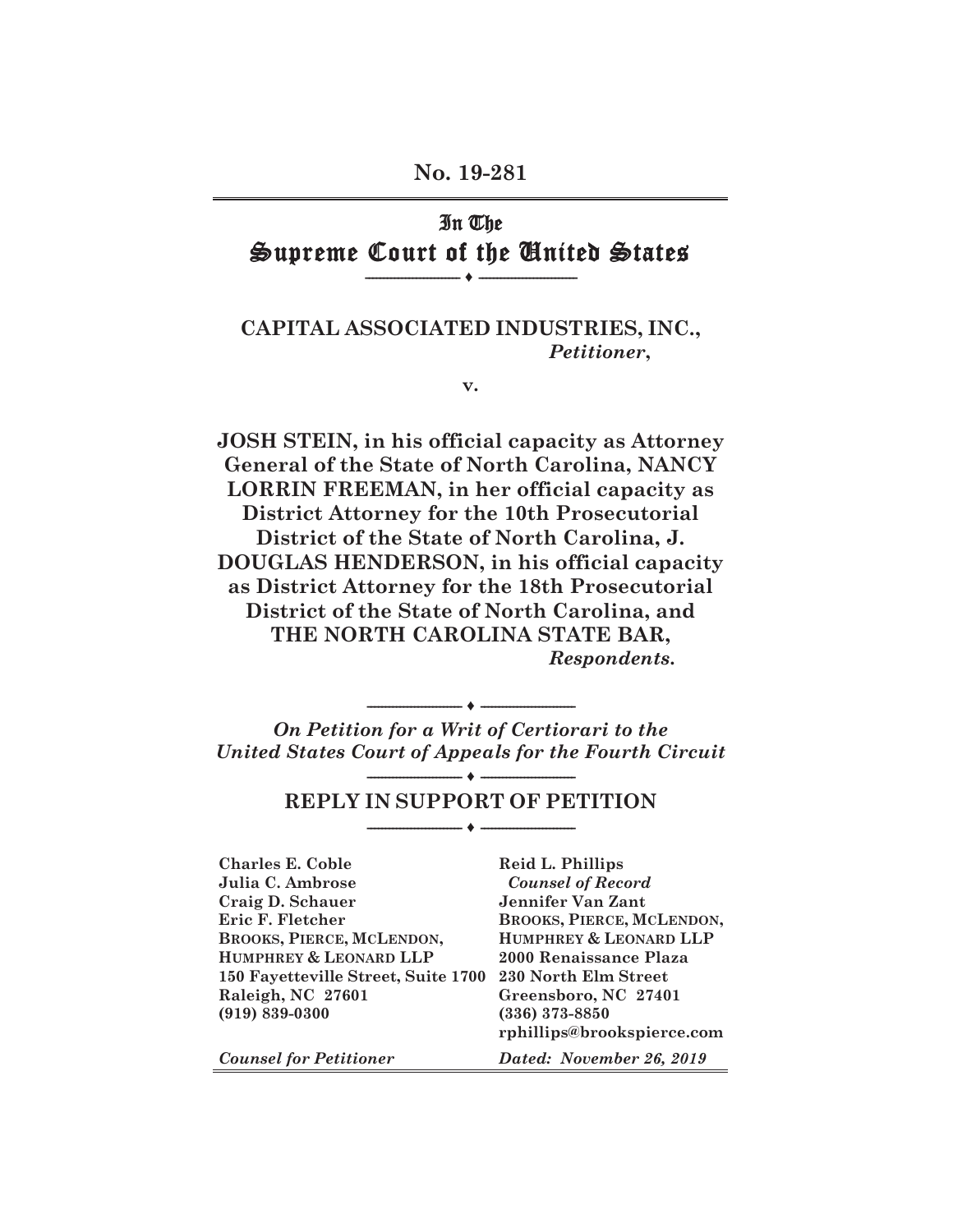No. 19-281

# In The Supreme Court of the United States

---

**CAPITAL ASSOCIATED INDUSTRIES, INC.,**
*Petitioner*,

v.

**JOSH STEIN, in his official capacity as Attorney General of the State of North Carolina, NANCY LORRIN FREEMAN, in her official capacity as District Attorney for the 10th Prosecutorial District of the State of North Carolina, J. DOUGLAS HENDERSON, in his official capacity as District Attorney for the 18th Prosecutorial District of the State of North Carolina, and THE NORTH CAROLINA STATE BAR,**
*Respondents.*

---

*On Petition for a Writ of Certiorari to the United States Court of Appeals for the Fourth Circuit*

---

## REPLY IN SUPPORT OF PETITION

---

**Charles E. Coble**
**Julia C. Ambrose**
**Craig D. Schauer**
**Eric F. Fletcher**
**BROOKS, PIERCE, MCLENDON, HUMPHREY & LEONARD LLP**
**150 Fayetteville Street, Suite 1700**
**Raleigh, NC 27601**
**(919) 839-0300**

*Counsel for Petitioner*

**Reid L. Phillips**
*Counsel of Record*
**Jennifer Van Zant**
**BROOKS, PIERCE, MCLENDON, HUMPHREY & LEONARD LLP**
**2000 Renaissance Plaza**
**230 North Elm Street**
**Greensboro, NC 27401**
**(336) 373-8850**
**rphillips@brookspierce.com**

*Dated: November 26, 2019*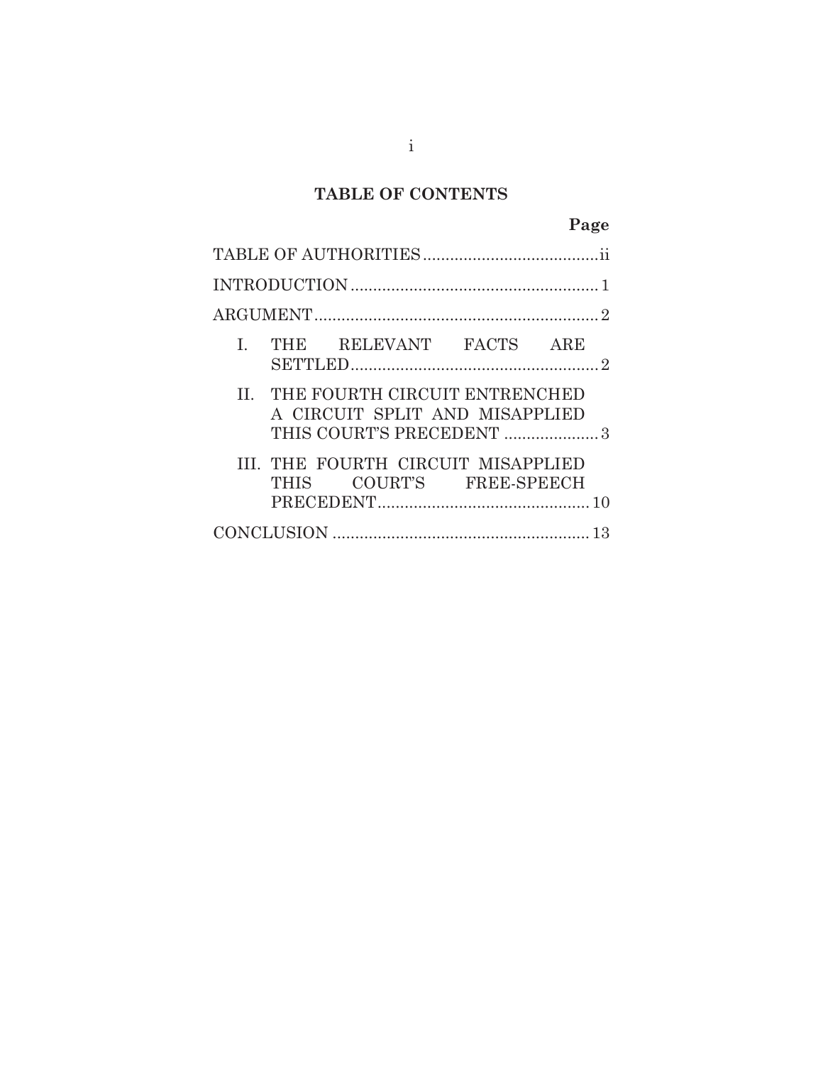## TABLE OF CONTENTS

| | Page |
|---|---|
| TABLE OF AUTHORITIES | ii |
| INTRODUCTION | 1 |
| ARGUMENT | 2 |
| I. THE RELEVANT FACTS ARE SETTLED | 2 |
| II. THE FOURTH CIRCUIT ENTRENCHED A CIRCUIT SPLIT AND MISAPPLIED THIS COURT'S PRECEDENT | 3 |
| III. THE FOURTH CIRCUIT MISAPPLIED THIS COURT'S FREE-SPEECH PRECEDENT | 10 |
| CONCLUSION | 13 |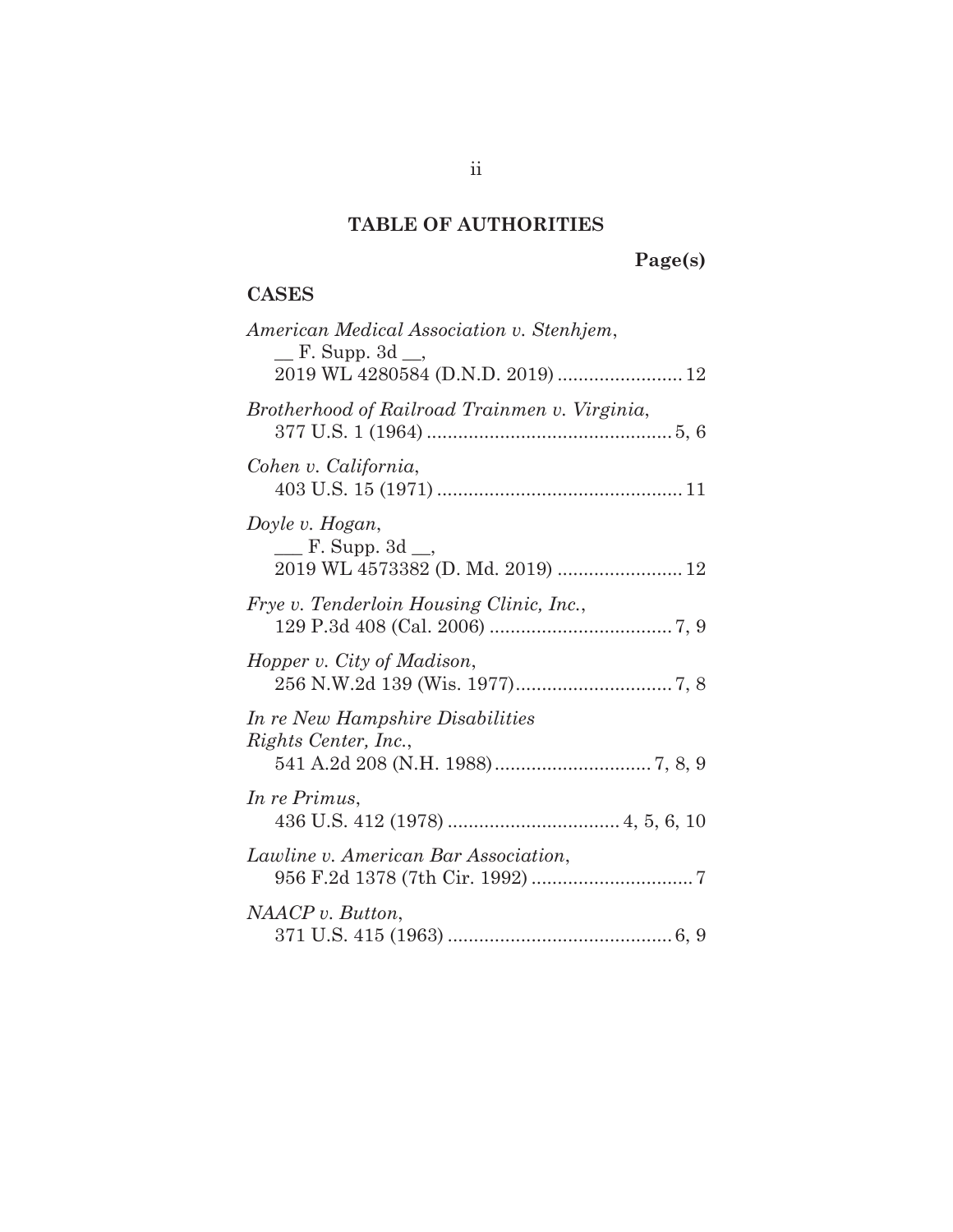## TABLE OF AUTHORITIES

**Page(s)**

### CASES

*American Medical Association v. Stenhjem*,
__ F. Supp. 3d __,
2019 WL 4280584 (D.N.D. 2019) ........................ 12

*Brotherhood of Railroad Trainmen v. Virginia*,
377 U.S. 1 (1964) ............................................... 5, 6

*Cohen v. California*,
403 U.S. 15 (1971) ............................................... 11

*Doyle v. Hogan*,
___ F. Supp. 3d __,
2019 WL 4573382 (D. Md. 2019) ........................ 12

*Frye v. Tenderloin Housing Clinic, Inc.*,
129 P.3d 408 (Cal. 2006) ................................... 7, 9

*Hopper v. City of Madison*,
256 N.W.2d 139 (Wis. 1977).............................. 7, 8

*In re New Hampshire Disabilities Rights Center, Inc.*,
541 A.2d 208 (N.H. 1988).............................. 7, 8, 9

*In re Primus*,
436 U.S. 412 (1978) ................................. 4, 5, 6, 10

*Lawline v. American Bar Association*,
956 F.2d 1378 (7th Cir. 1992) ............................... 7

*NAACP v. Button*,
371 U.S. 415 (1963) ........................................... 6, 9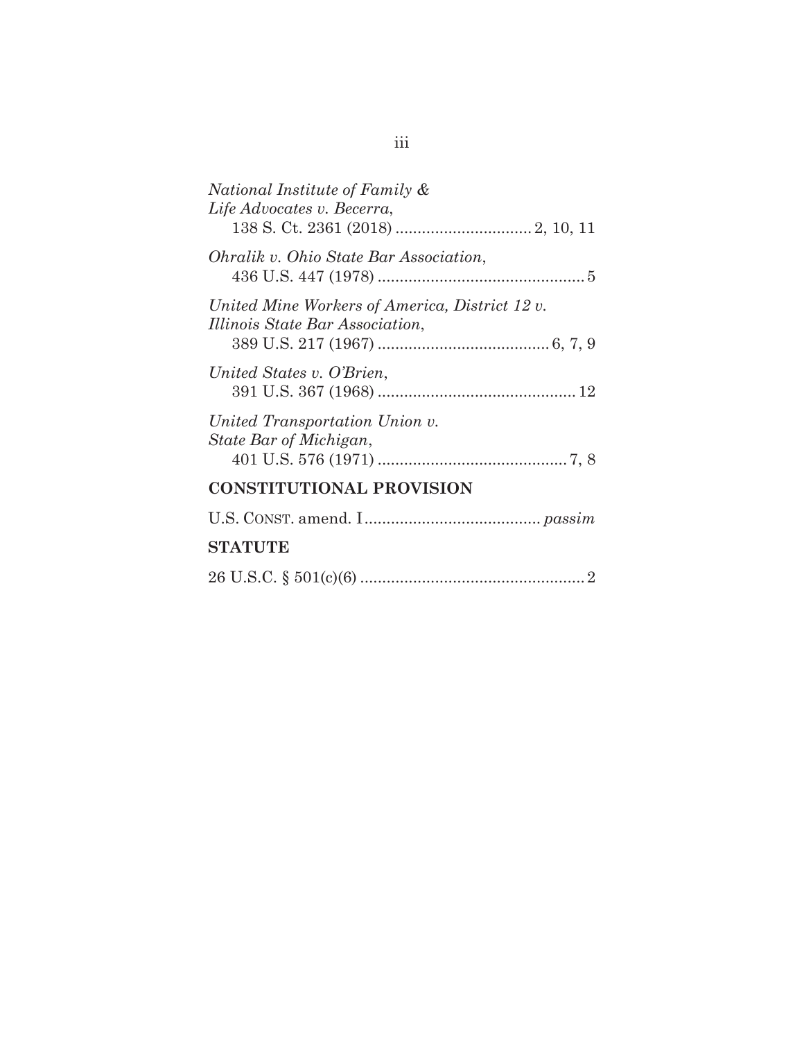*National Institute of Family & Life Advocates v. Becerra*,
138 S. Ct. 2361 (2018) ............................... 2, 10, 11

*Ohralik v. Ohio State Bar Association*,
436 U.S. 447 (1978) ............................................... 5

*United Mine Workers of America, District 12 v. Illinois State Bar Association*,
389 U.S. 217 (1967) ....................................... 6, 7, 9

*United States v. O'Brien*,
391 U.S. 367 (1968) ............................................. 12

*United Transportation Union v. State Bar of Michigan*,
401 U.S. 576 (1971) ........................................... 7, 8

**CONSTITUTIONAL PROVISION**

U.S. CONST. amend. I........................................ *passim*

**STATUTE**

26 U.S.C. § 501(c)(6) ................................................... 2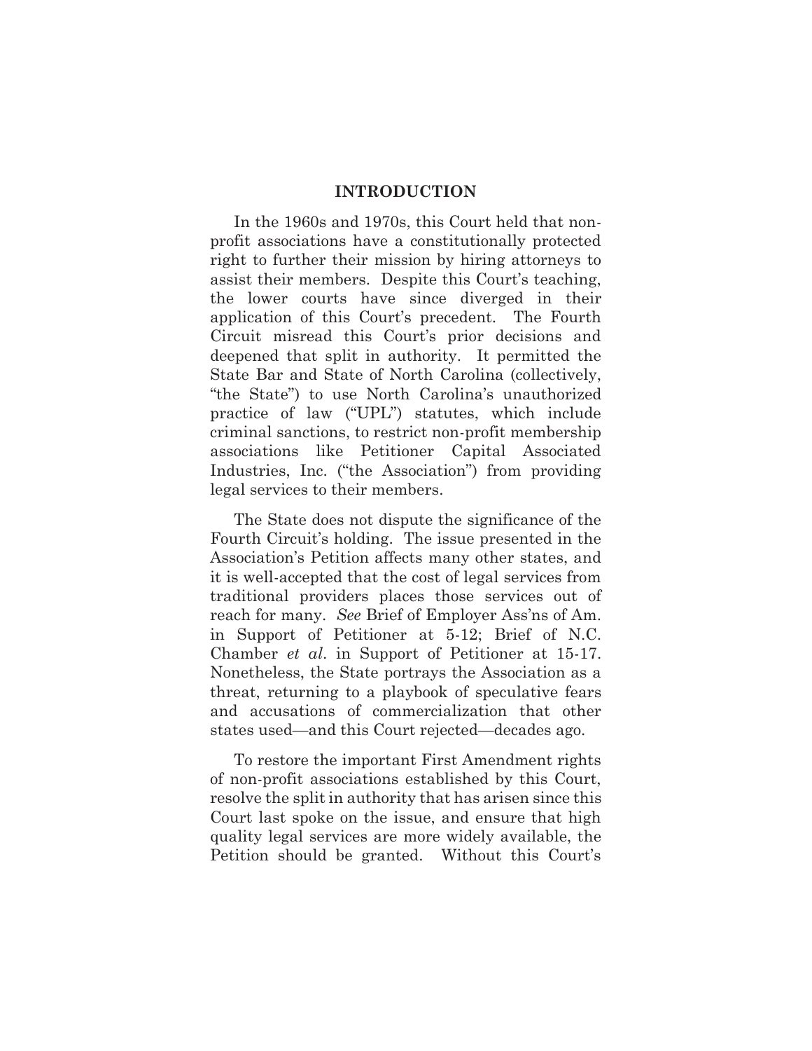## INTRODUCTION

In the 1960s and 1970s, this Court held that non-profit associations have a constitutionally protected right to further their mission by hiring attorneys to assist their members. Despite this Court's teaching, the lower courts have since diverged in their application of this Court's precedent. The Fourth Circuit misread this Court's prior decisions and deepened that split in authority. It permitted the State Bar and State of North Carolina (collectively, "the State") to use North Carolina's unauthorized practice of law ("UPL") statutes, which include criminal sanctions, to restrict non-profit membership associations like Petitioner Capital Associated Industries, Inc. ("the Association") from providing legal services to their members.

The State does not dispute the significance of the Fourth Circuit's holding. The issue presented in the Association's Petition affects many other states, and it is well-accepted that the cost of legal services from traditional providers places those services out of reach for many. *See* Brief of Employer Ass'ns of Am. in Support of Petitioner at 5-12; Brief of N.C. Chamber *et al*. in Support of Petitioner at 15-17. Nonetheless, the State portrays the Association as a threat, returning to a playbook of speculative fears and accusations of commercialization that other states used—and this Court rejected—decades ago.

To restore the important First Amendment rights of non-profit associations established by this Court, resolve the split in authority that has arisen since this Court last spoke on the issue, and ensure that high quality legal services are more widely available, the Petition should be granted. Without this Court's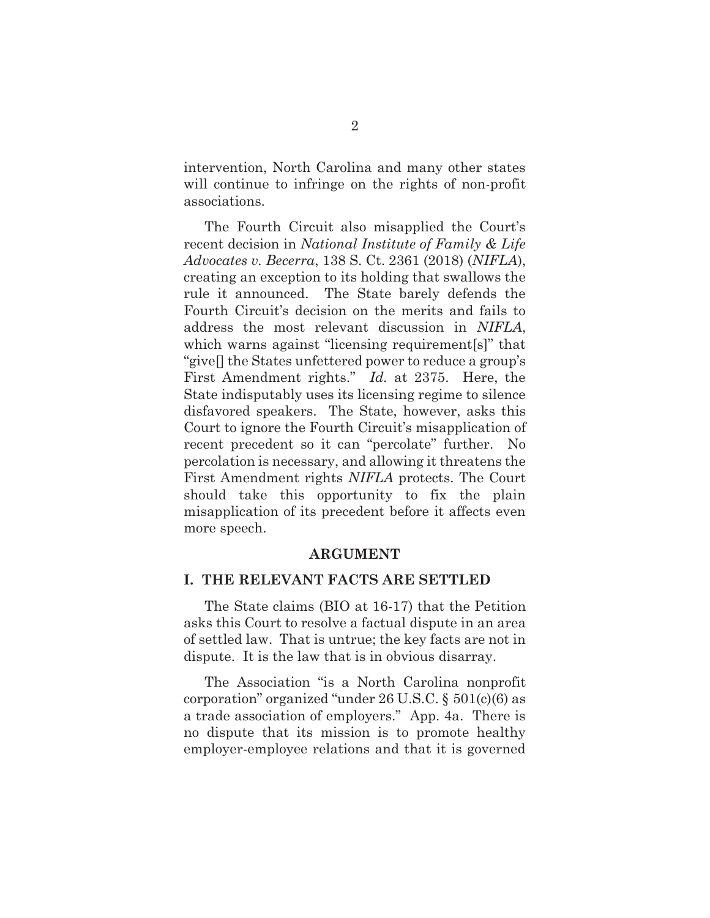intervention, North Carolina and many other states will continue to infringe on the rights of non-profit associations.

The Fourth Circuit also misapplied the Court's recent decision in *National Institute of Family & Life Advocates v. Becerra*, 138 S. Ct. 2361 (2018) (*NIFLA*), creating an exception to its holding that swallows the rule it announced. The State barely defends the Fourth Circuit's decision on the merits and fails to address the most relevant discussion in *NIFLA*, which warns against "licensing requirement[s]" that "give[] the States unfettered power to reduce a group's First Amendment rights." *Id.* at 2375. Here, the State indisputably uses its licensing regime to silence disfavored speakers. The State, however, asks this Court to ignore the Fourth Circuit's misapplication of recent precedent so it can "percolate" further. No percolation is necessary, and allowing it threatens the First Amendment rights *NIFLA* protects. The Court should take this opportunity to fix the plain misapplication of its precedent before it affects even more speech.

## ARGUMENT

### I. THE RELEVANT FACTS ARE SETTLED

The State claims (BIO at 16-17) that the Petition asks this Court to resolve a factual dispute in an area of settled law. That is untrue; the key facts are not in dispute. It is the law that is in obvious disarray.

The Association "is a North Carolina nonprofit corporation" organized "under 26 U.S.C. § 501(c)(6) as a trade association of employers." App. 4a. There is no dispute that its mission is to promote healthy employer-employee relations and that it is governed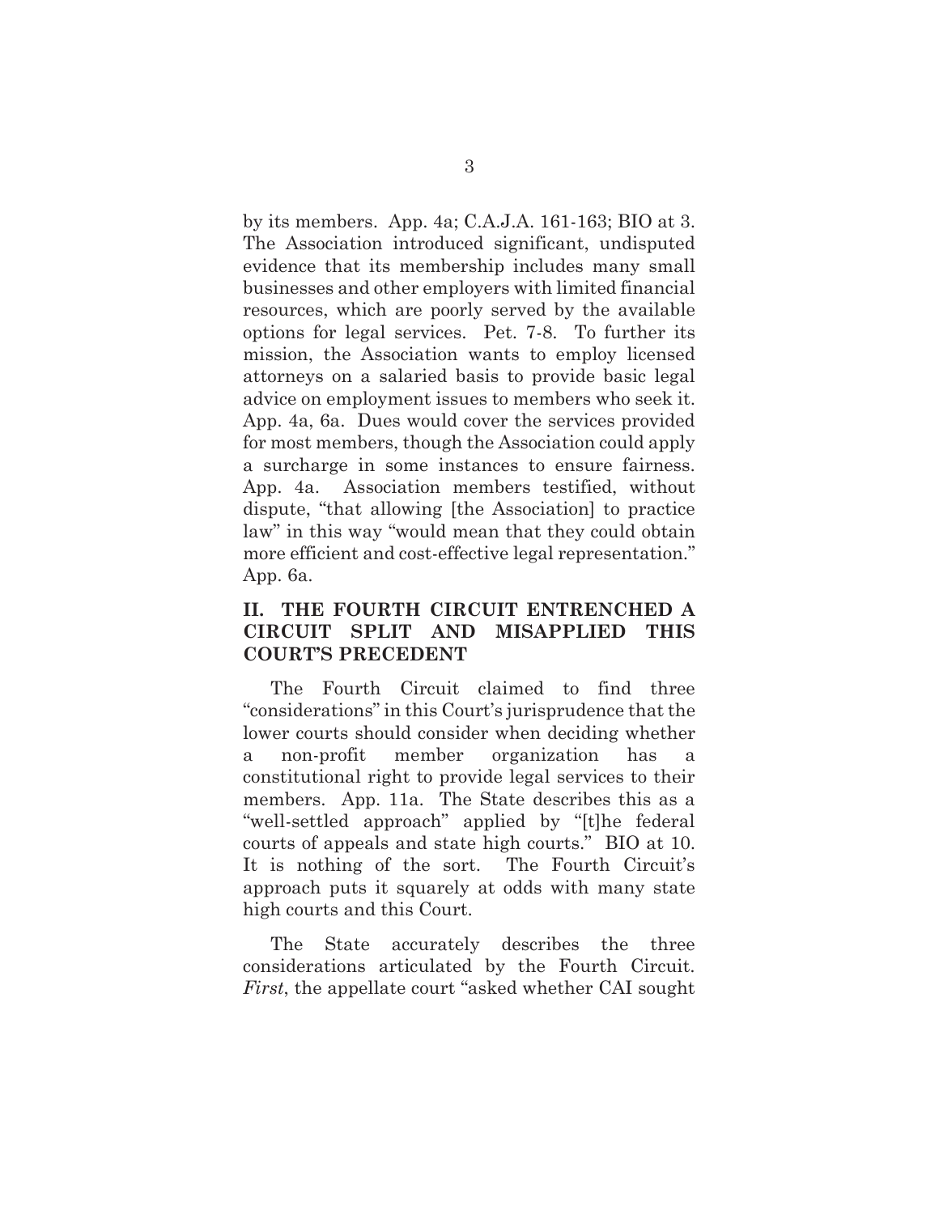by its members. App. 4a; C.A.J.A. 161-163; BIO at 3. The Association introduced significant, undisputed evidence that its membership includes many small businesses and other employers with limited financial resources, which are poorly served by the available options for legal services. Pet. 7-8. To further its mission, the Association wants to employ licensed attorneys on a salaried basis to provide basic legal advice on employment issues to members who seek it. App. 4a, 6a. Dues would cover the services provided for most members, though the Association could apply a surcharge in some instances to ensure fairness. App. 4a. Association members testified, without dispute, "that allowing [the Association] to practice law" in this way "would mean that they could obtain more efficient and cost-effective legal representation." App. 6a.

## II. THE FOURTH CIRCUIT ENTRENCHED A CIRCUIT SPLIT AND MISAPPLIED THIS COURT'S PRECEDENT

The Fourth Circuit claimed to find three "considerations" in this Court's jurisprudence that the lower courts should consider when deciding whether a non-profit member organization has a constitutional right to provide legal services to their members. App. 11a. The State describes this as a "well-settled approach" applied by "[t]he federal courts of appeals and state high courts." BIO at 10. It is nothing of the sort. The Fourth Circuit's approach puts it squarely at odds with many state high courts and this Court.

The State accurately describes the three considerations articulated by the Fourth Circuit. *First*, the appellate court "asked whether CAI sought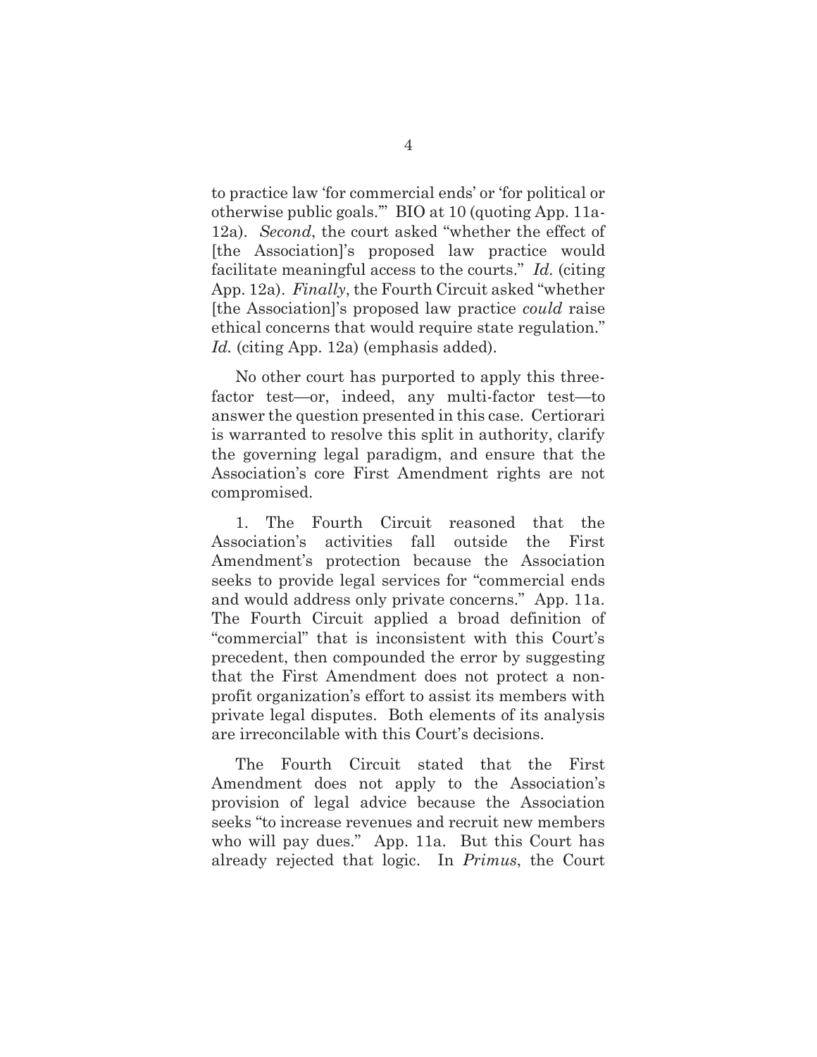to practice law 'for commercial ends' or 'for political or otherwise public goals.'" BIO at 10 (quoting App. 11a-12a). *Second*, the court asked "whether the effect of [the Association]'s proposed law practice would facilitate meaningful access to the courts." *Id.* (citing App. 12a). *Finally*, the Fourth Circuit asked "whether [the Association]'s proposed law practice *could* raise ethical concerns that would require state regulation." *Id.* (citing App. 12a) (emphasis added).

No other court has purported to apply this three-factor test—or, indeed, any multi-factor test—to answer the question presented in this case. Certiorari is warranted to resolve this split in authority, clarify the governing legal paradigm, and ensure that the Association's core First Amendment rights are not compromised.

1. The Fourth Circuit reasoned that the Association's activities fall outside the First Amendment's protection because the Association seeks to provide legal services for "commercial ends and would address only private concerns." App. 11a. The Fourth Circuit applied a broad definition of "commercial" that is inconsistent with this Court's precedent, then compounded the error by suggesting that the First Amendment does not protect a non-profit organization's effort to assist its members with private legal disputes. Both elements of its analysis are irreconcilable with this Court's decisions.

The Fourth Circuit stated that the First Amendment does not apply to the Association's provision of legal advice because the Association seeks "to increase revenues and recruit new members who will pay dues." App. 11a. But this Court has already rejected that logic. In *Primus*, the Court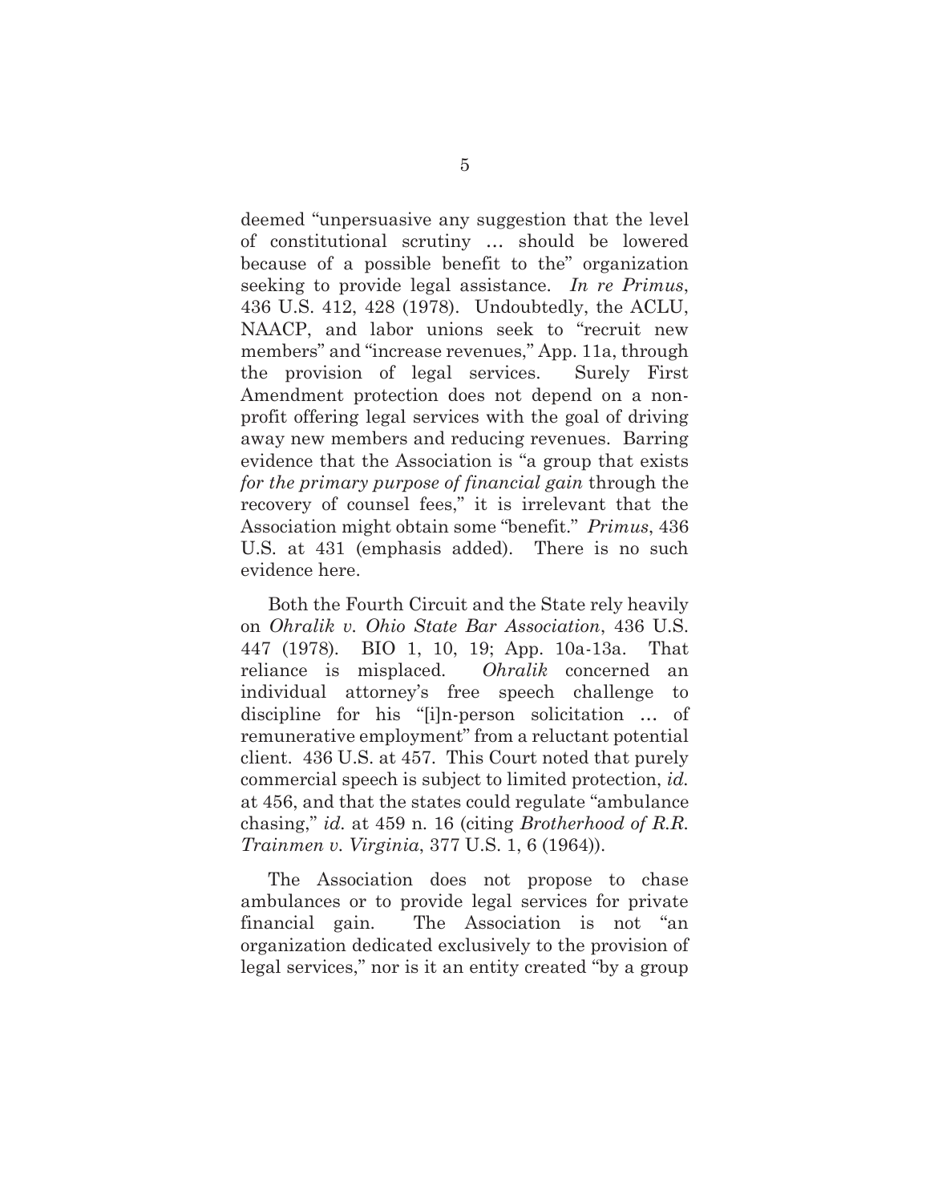deemed "unpersuasive any suggestion that the level of constitutional scrutiny … should be lowered because of a possible benefit to the" organization seeking to provide legal assistance. *In re Primus*, 436 U.S. 412, 428 (1978). Undoubtedly, the ACLU, NAACP, and labor unions seek to "recruit new members" and "increase revenues," App. 11a, through the provision of legal services. Surely First Amendment protection does not depend on a non-profit offering legal services with the goal of driving away new members and reducing revenues. Barring evidence that the Association is "a group that exists *for the primary purpose of financial gain* through the recovery of counsel fees," it is irrelevant that the Association might obtain some "benefit." *Primus*, 436 U.S. at 431 (emphasis added). There is no such evidence here.

Both the Fourth Circuit and the State rely heavily on *Ohralik v. Ohio State Bar Association*, 436 U.S. 447 (1978). BIO 1, 10, 19; App. 10a-13a. That reliance is misplaced. *Ohralik* concerned an individual attorney's free speech challenge to discipline for his "[i]n-person solicitation … of remunerative employment" from a reluctant potential client. 436 U.S. at 457. This Court noted that purely commercial speech is subject to limited protection, *id.* at 456, and that the states could regulate "ambulance chasing," *id.* at 459 n. 16 (citing *Brotherhood of R.R. Trainmen v. Virginia*, 377 U.S. 1, 6 (1964)).

The Association does not propose to chase ambulances or to provide legal services for private financial gain. The Association is not "an organization dedicated exclusively to the provision of legal services," nor is it an entity created "by a group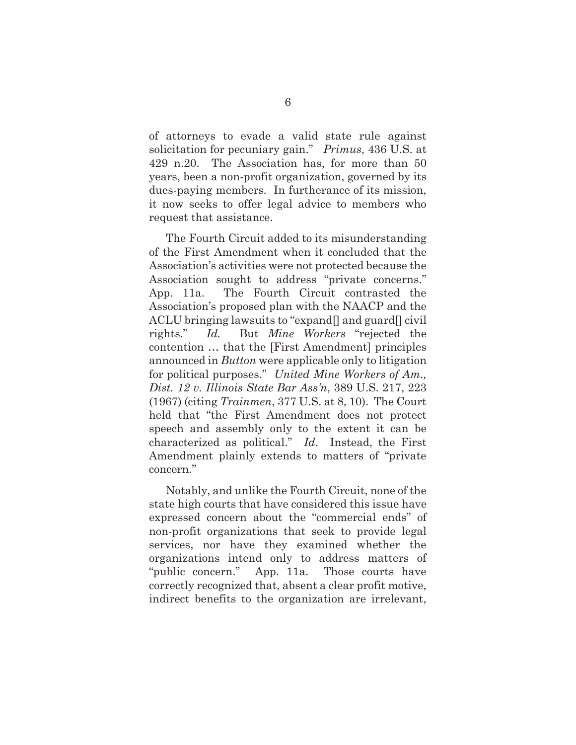of attorneys to evade a valid state rule against solicitation for pecuniary gain." *Primus*, 436 U.S. at 429 n.20. The Association has, for more than 50 years, been a non-profit organization, governed by its dues-paying members. In furtherance of its mission, it now seeks to offer legal advice to members who request that assistance.

The Fourth Circuit added to its misunderstanding of the First Amendment when it concluded that the Association's activities were not protected because the Association sought to address "private concerns." App. 11a. The Fourth Circuit contrasted the Association's proposed plan with the NAACP and the ACLU bringing lawsuits to "expand[] and guard[] civil rights." *Id.* But *Mine Workers* "rejected the contention … that the [First Amendment] principles announced in *Button* were applicable only to litigation for political purposes." *United Mine Workers of Am., Dist. 12 v. Illinois State Bar Ass'n*, 389 U.S. 217, 223 (1967) (citing *Trainmen*, 377 U.S. at 8, 10). The Court held that "the First Amendment does not protect speech and assembly only to the extent it can be characterized as political." *Id.* Instead, the First Amendment plainly extends to matters of "private concern."

Notably, and unlike the Fourth Circuit, none of the state high courts that have considered this issue have expressed concern about the "commercial ends" of non-profit organizations that seek to provide legal services, nor have they examined whether the organizations intend only to address matters of "public concern." App. 11a. Those courts have correctly recognized that, absent a clear profit motive, indirect benefits to the organization are irrelevant,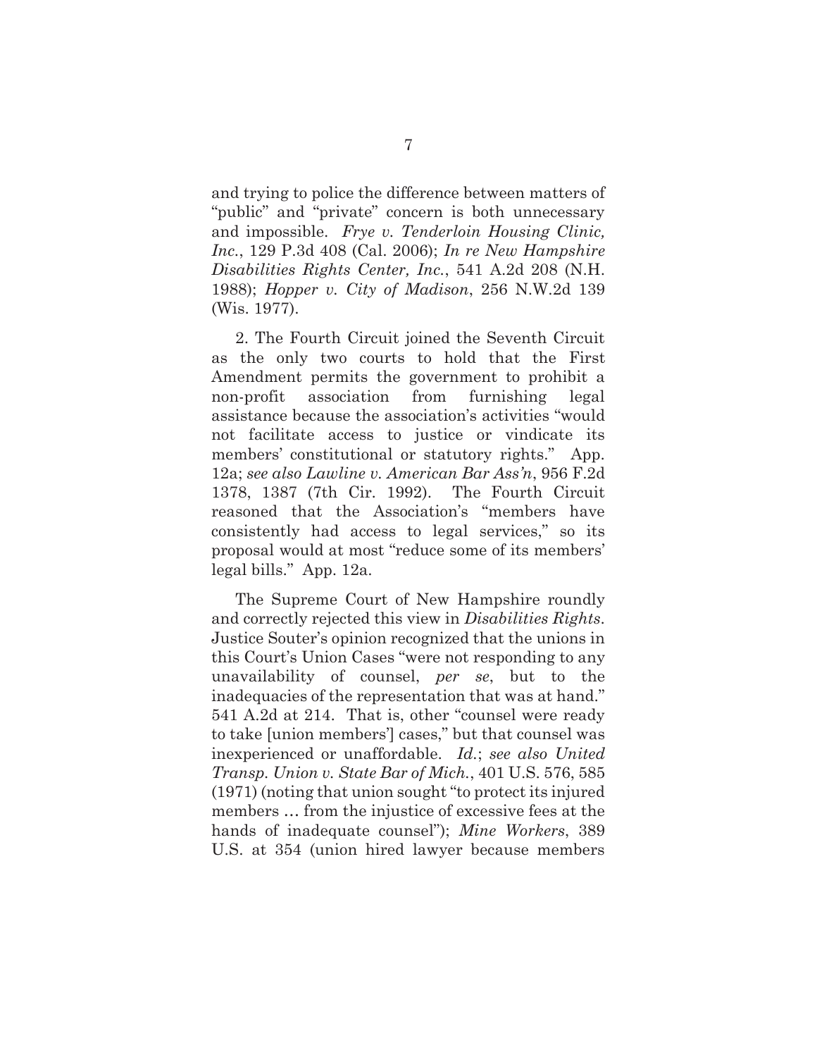and trying to police the difference between matters of "public" and "private" concern is both unnecessary and impossible. *Frye v. Tenderloin Housing Clinic, Inc.*, 129 P.3d 408 (Cal. 2006); *In re New Hampshire Disabilities Rights Center, Inc.*, 541 A.2d 208 (N.H. 1988); *Hopper v. City of Madison*, 256 N.W.2d 139 (Wis. 1977).

2. The Fourth Circuit joined the Seventh Circuit as the only two courts to hold that the First Amendment permits the government to prohibit a non-profit association from furnishing legal assistance because the association's activities "would not facilitate access to justice or vindicate its members' constitutional or statutory rights." App. 12a; *see also Lawline v. American Bar Ass'n*, 956 F.2d 1378, 1387 (7th Cir. 1992). The Fourth Circuit reasoned that the Association's "members have consistently had access to legal services," so its proposal would at most "reduce some of its members' legal bills." App. 12a.

The Supreme Court of New Hampshire roundly and correctly rejected this view in *Disabilities Rights*. Justice Souter's opinion recognized that the unions in this Court's Union Cases "were not responding to any unavailability of counsel, *per se*, but to the inadequacies of the representation that was at hand." 541 A.2d at 214. That is, other "counsel were ready to take [union members'] cases," but that counsel was inexperienced or unaffordable. *Id.*; *see also United Transp. Union v. State Bar of Mich.*, 401 U.S. 576, 585 (1971) (noting that union sought "to protect its injured members … from the injustice of excessive fees at the hands of inadequate counsel"); *Mine Workers*, 389 U.S. at 354 (union hired lawyer because members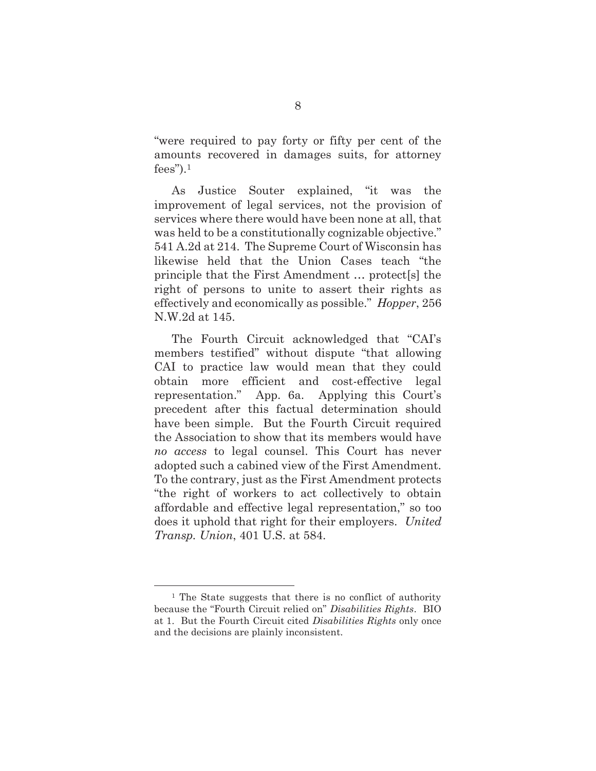"were required to pay forty or fifty per cent of the amounts recovered in damages suits, for attorney fees").[1]

As Justice Souter explained, "it was the improvement of legal services, not the provision of services where there would have been none at all, that was held to be a constitutionally cognizable objective." 541 A.2d at 214. The Supreme Court of Wisconsin has likewise held that the Union Cases teach "the principle that the First Amendment … protect[s] the right of persons to unite to assert their rights as effectively and economically as possible." *Hopper*, 256 N.W.2d at 145.

The Fourth Circuit acknowledged that "CAI's members testified" without dispute "that allowing CAI to practice law would mean that they could obtain more efficient and cost-effective legal representation." App. 6a. Applying this Court's precedent after this factual determination should have been simple. But the Fourth Circuit required the Association to show that its members would have *no access* to legal counsel. This Court has never adopted such a cabined view of the First Amendment. To the contrary, just as the First Amendment protects "the right of workers to act collectively to obtain affordable and effective legal representation," so too does it uphold that right for their employers. *United Transp. Union*, 401 U.S. at 584.

---

[1] The State suggests that there is no conflict of authority because the "Fourth Circuit relied on" *Disabilities Rights*. BIO at 1. But the Fourth Circuit cited *Disabilities Rights* only once and the decisions are plainly inconsistent.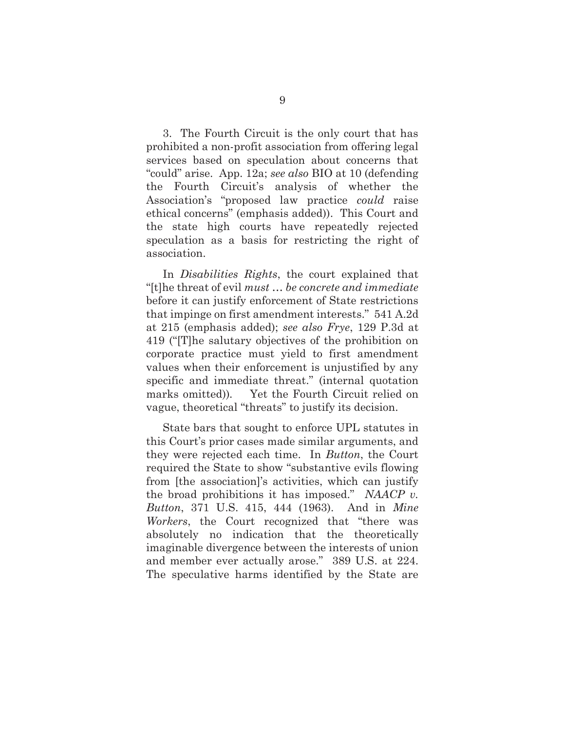3. The Fourth Circuit is the only court that has prohibited a non-profit association from offering legal services based on speculation about concerns that "could" arise. App. 12a; *see also* BIO at 10 (defending the Fourth Circuit's analysis of whether the Association's "proposed law practice *could* raise ethical concerns" (emphasis added)). This Court and the state high courts have repeatedly rejected speculation as a basis for restricting the right of association.

In *Disabilities Rights*, the court explained that "[t]he threat of evil *must … be concrete and immediate* before it can justify enforcement of State restrictions that impinge on first amendment interests." 541 A.2d at 215 (emphasis added); *see also Frye*, 129 P.3d at 419 ("[T]he salutary objectives of the prohibition on corporate practice must yield to first amendment values when their enforcement is unjustified by any specific and immediate threat." (internal quotation marks omitted)). Yet the Fourth Circuit relied on vague, theoretical "threats" to justify its decision.

State bars that sought to enforce UPL statutes in this Court's prior cases made similar arguments, and they were rejected each time. In *Button*, the Court required the State to show "substantive evils flowing from [the association]'s activities, which can justify the broad prohibitions it has imposed." *NAACP v. Button*, 371 U.S. 415, 444 (1963). And in *Mine Workers*, the Court recognized that "there was absolutely no indication that the theoretically imaginable divergence between the interests of union and member ever actually arose." 389 U.S. at 224. The speculative harms identified by the State are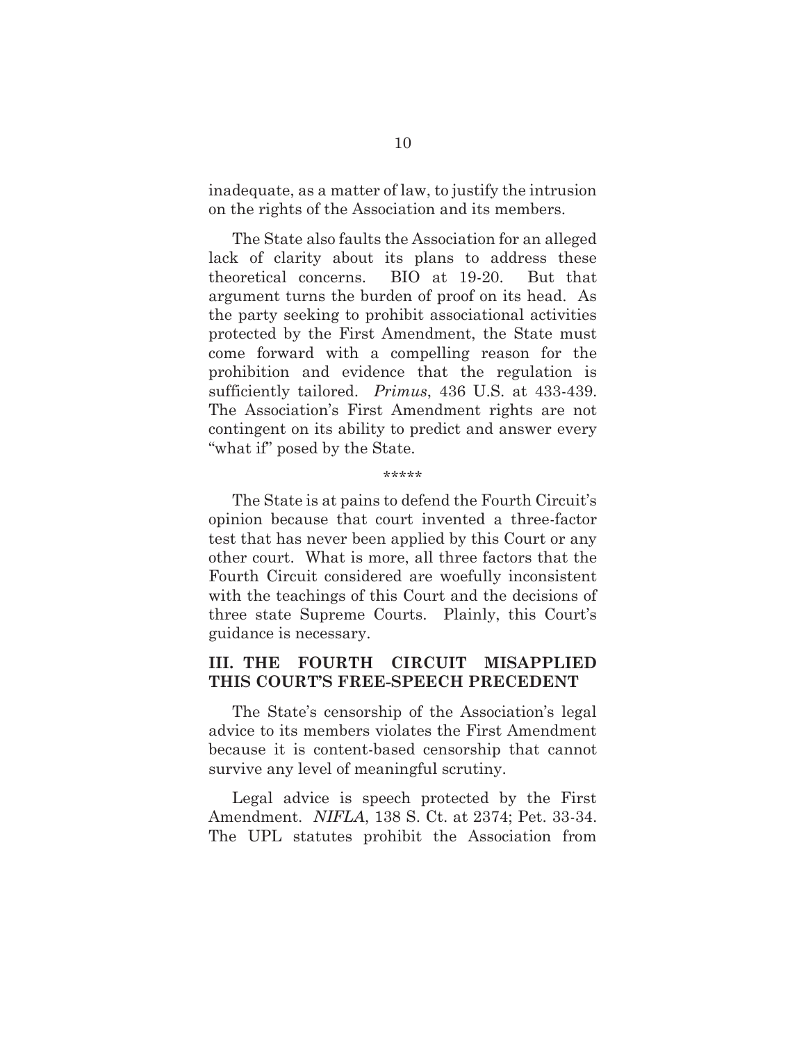inadequate, as a matter of law, to justify the intrusion on the rights of the Association and its members.

The State also faults the Association for an alleged lack of clarity about its plans to address these theoretical concerns. BIO at 19-20. But that argument turns the burden of proof on its head. As the party seeking to prohibit associational activities protected by the First Amendment, the State must come forward with a compelling reason for the prohibition and evidence that the regulation is sufficiently tailored. *Primus*, 436 U.S. at 433-439. The Association's First Amendment rights are not contingent on its ability to predict and answer every "what if" posed by the State.

\*\*\*\*\*

The State is at pains to defend the Fourth Circuit's opinion because that court invented a three-factor test that has never been applied by this Court or any other court. What is more, all three factors that the Fourth Circuit considered are woefully inconsistent with the teachings of this Court and the decisions of three state Supreme Courts. Plainly, this Court's guidance is necessary.

## III. THE FOURTH CIRCUIT MISAPPLIED THIS COURT'S FREE-SPEECH PRECEDENT

The State's censorship of the Association's legal advice to its members violates the First Amendment because it is content-based censorship that cannot survive any level of meaningful scrutiny.

Legal advice is speech protected by the First Amendment. *NIFLA*, 138 S. Ct. at 2374; Pet. 33-34. The UPL statutes prohibit the Association from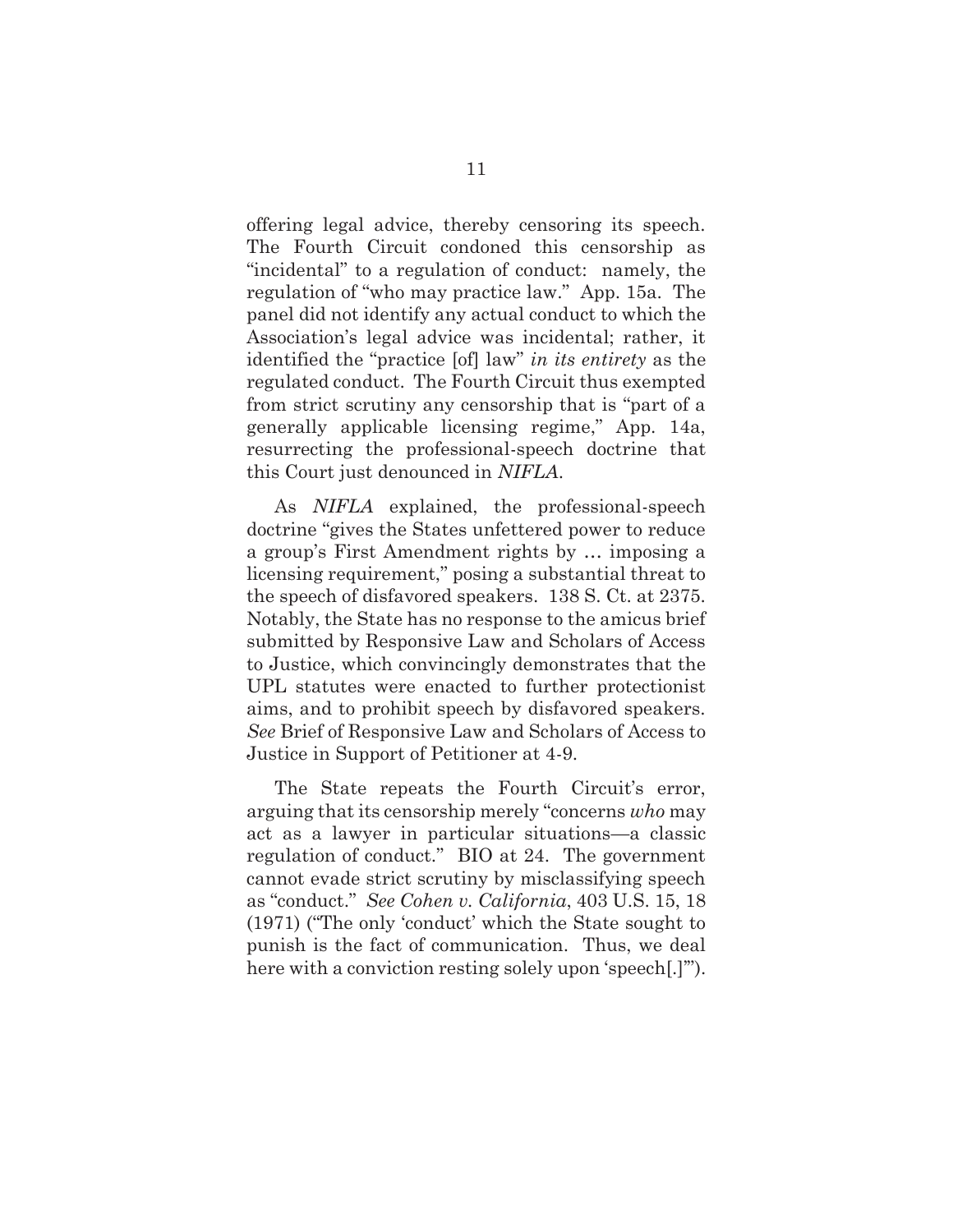offering legal advice, thereby censoring its speech. The Fourth Circuit condoned this censorship as "incidental" to a regulation of conduct: namely, the regulation of "who may practice law." App. 15a. The panel did not identify any actual conduct to which the Association's legal advice was incidental; rather, it identified the "practice [of] law" *in its entirety* as the regulated conduct. The Fourth Circuit thus exempted from strict scrutiny any censorship that is "part of a generally applicable licensing regime," App. 14a, resurrecting the professional-speech doctrine that this Court just denounced in *NIFLA*.

As *NIFLA* explained, the professional-speech doctrine "gives the States unfettered power to reduce a group's First Amendment rights by … imposing a licensing requirement," posing a substantial threat to the speech of disfavored speakers. 138 S. Ct. at 2375. Notably, the State has no response to the amicus brief submitted by Responsive Law and Scholars of Access to Justice, which convincingly demonstrates that the UPL statutes were enacted to further protectionist aims, and to prohibit speech by disfavored speakers. *See* Brief of Responsive Law and Scholars of Access to Justice in Support of Petitioner at 4-9.

The State repeats the Fourth Circuit's error, arguing that its censorship merely "concerns *who* may act as a lawyer in particular situations—a classic regulation of conduct." BIO at 24. The government cannot evade strict scrutiny by misclassifying speech as "conduct." *See Cohen v. California*, 403 U.S. 15, 18 (1971) ("The only 'conduct' which the State sought to punish is the fact of communication. Thus, we deal here with a conviction resting solely upon 'speech[.]'").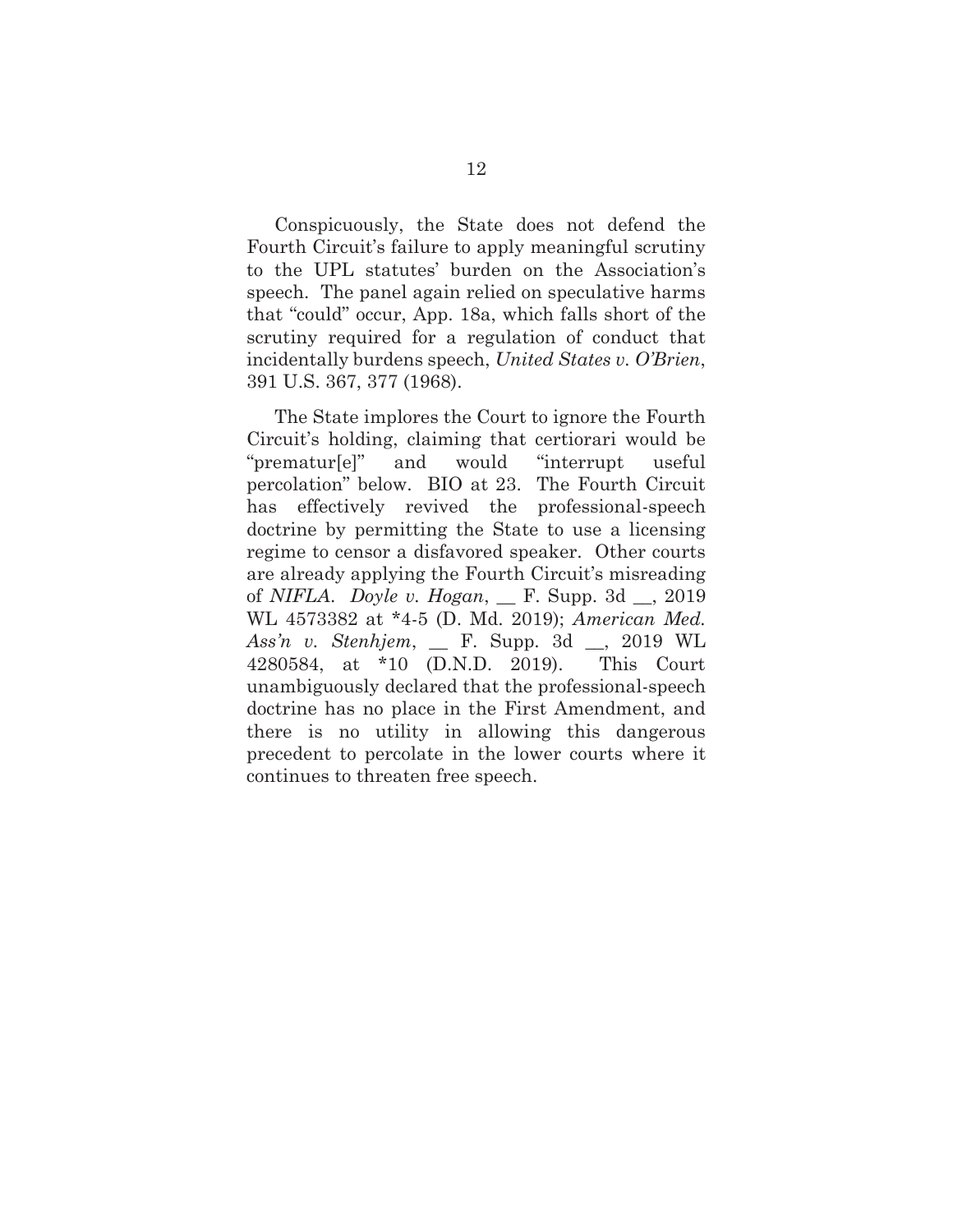Conspicuously, the State does not defend the Fourth Circuit's failure to apply meaningful scrutiny to the UPL statutes' burden on the Association's speech. The panel again relied on speculative harms that "could" occur, App. 18a, which falls short of the scrutiny required for a regulation of conduct that incidentally burdens speech, *United States v. O'Brien*, 391 U.S. 367, 377 (1968).

The State implores the Court to ignore the Fourth Circuit's holding, claiming that certiorari would be "prematur[e]" and would "interrupt useful percolation" below. BIO at 23. The Fourth Circuit has effectively revived the professional-speech doctrine by permitting the State to use a licensing regime to censor a disfavored speaker. Other courts are already applying the Fourth Circuit's misreading of *NIFLA*. *Doyle v. Hogan*, __ F. Supp. 3d __, 2019 WL 4573382 at *4-5 (D. Md. 2019); *American Med. Ass'n v. Stenhjem*, __ F. Supp. 3d __, 2019 WL 4280584, at *10 (D.N.D. 2019). This Court unambiguously declared that the professional-speech doctrine has no place in the First Amendment, and there is no utility in allowing this dangerous precedent to percolate in the lower courts where it continues to threaten free speech.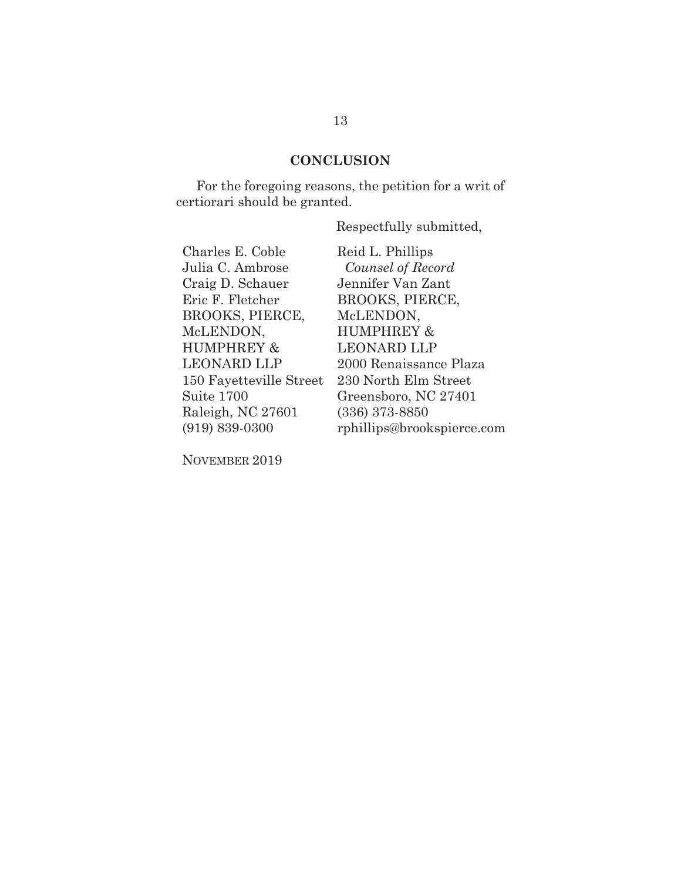## CONCLUSION

For the foregoing reasons, the petition for a writ of certiorari should be granted.

Respectfully submitted,

Charles E. Coble
Julia C. Ambrose
Craig D. Schauer
Eric F. Fletcher
BROOKS, PIERCE, McLENDON, HUMPHREY & LEONARD LLP
150 Fayetteville Street
Suite 1700
Raleigh, NC 27601
(919) 839-0300

Reid L. Phillips
*Counsel of Record*
Jennifer Van Zant
BROOKS, PIERCE, McLENDON, HUMPHREY & LEONARD LLP
2000 Renaissance Plaza
230 North Elm Street
Greensboro, NC 27401
(336) 373-8850
rphillips@brookspierce.com

NOVEMBER 2019